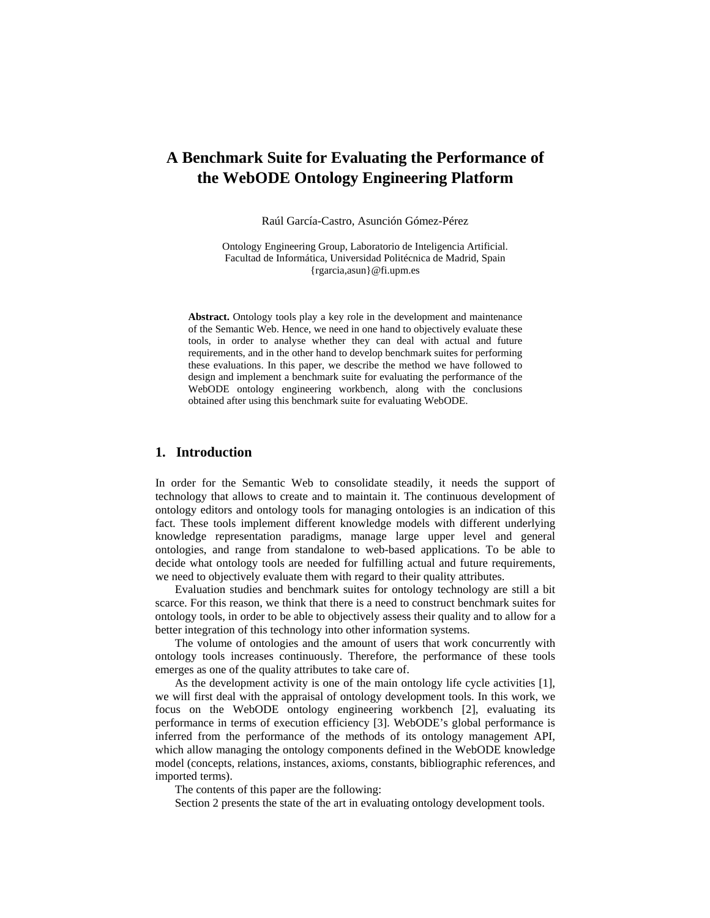# A Benchmark Suite for Evaluating the Performance of the WebODE Ontology Engineering Platform

Raúl García-Castro, Asunción Gómez-Pérez

Ontology Engineering Group, Laboratorio de Inteligencia Artificial.
Facultad de Informática, Universidad Politécnica de Madrid, Spain
{rgarcia,asun}@fi.upm.es

**Abstract.** Ontology tools play a key role in the development and maintenance of the Semantic Web. Hence, we need in one hand to objectively evaluate these tools, in order to analyse whether they can deal with actual and future requirements, and in the other hand to develop benchmark suites for performing these evaluations. In this paper, we describe the method we have followed to design and implement a benchmark suite for evaluating the performance of the WebODE ontology engineering workbench, along with the conclusions obtained after using this benchmark suite for evaluating WebODE.

## 1. Introduction

In order for the Semantic Web to consolidate steadily, it needs the support of technology that allows to create and to maintain it. The continuous development of ontology editors and ontology tools for managing ontologies is an indication of this fact. These tools implement different knowledge models with different underlying knowledge representation paradigms, manage large upper level and general ontologies, and range from standalone to web-based applications. To be able to decide what ontology tools are needed for fulfilling actual and future requirements, we need to objectively evaluate them with regard to their quality attributes.

Evaluation studies and benchmark suites for ontology technology are still a bit scarce. For this reason, we think that there is a need to construct benchmark suites for ontology tools, in order to be able to objectively assess their quality and to allow for a better integration of this technology into other information systems.

The volume of ontologies and the amount of users that work concurrently with ontology tools increases continuously. Therefore, the performance of these tools emerges as one of the quality attributes to take care of.

As the development activity is one of the main ontology life cycle activities [1], we will first deal with the appraisal of ontology development tools. In this work, we focus on the WebODE ontology engineering workbench [2], evaluating its performance in terms of execution efficiency [3]. WebODE's global performance is inferred from the performance of the methods of its ontology management API, which allow managing the ontology components defined in the WebODE knowledge model (concepts, relations, instances, axioms, constants, bibliographic references, and imported terms).

The contents of this paper are the following:

Section 2 presents the state of the art in evaluating ontology development tools.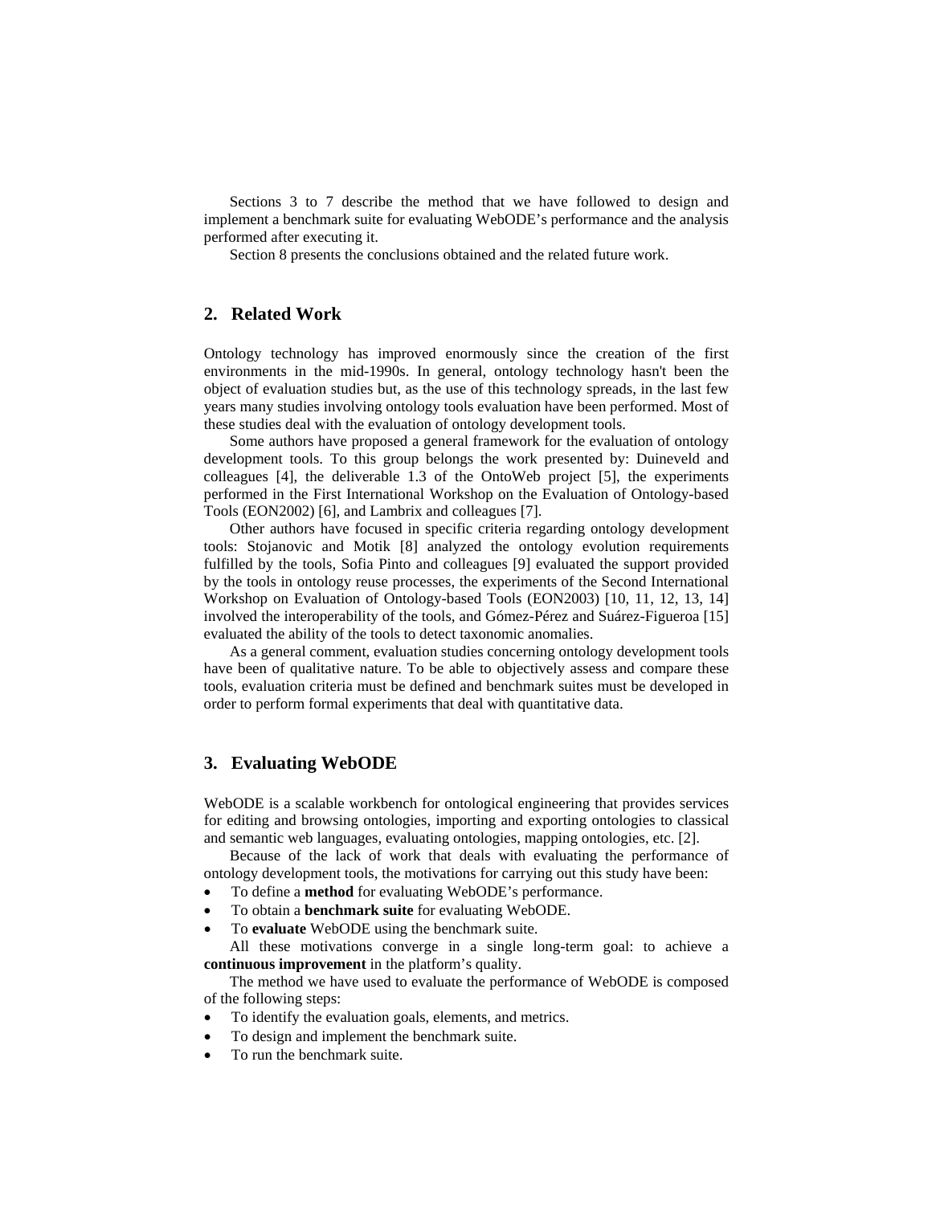Sections 3 to 7 describe the method that we have followed to design and implement a benchmark suite for evaluating WebODE's performance and the analysis performed after executing it.

Section 8 presents the conclusions obtained and the related future work.

## 2. Related Work

Ontology technology has improved enormously since the creation of the first environments in the mid-1990s. In general, ontology technology hasn't been the object of evaluation studies but, as the use of this technology spreads, in the last few years many studies involving ontology tools evaluation have been performed. Most of these studies deal with the evaluation of ontology development tools.

Some authors have proposed a general framework for the evaluation of ontology development tools. To this group belongs the work presented by: Duineveld and colleagues [4], the deliverable 1.3 of the OntoWeb project [5], the experiments performed in the First International Workshop on the Evaluation of Ontology-based Tools (EON2002) [6], and Lambrix and colleagues [7].

Other authors have focused in specific criteria regarding ontology development tools: Stojanovic and Motik [8] analyzed the ontology evolution requirements fulfilled by the tools, Sofia Pinto and colleagues [9] evaluated the support provided by the tools in ontology reuse processes, the experiments of the Second International Workshop on Evaluation of Ontology-based Tools (EON2003) [10, 11, 12, 13, 14] involved the interoperability of the tools, and Gómez-Pérez and Suárez-Figueroa [15] evaluated the ability of the tools to detect taxonomic anomalies.

As a general comment, evaluation studies concerning ontology development tools have been of qualitative nature. To be able to objectively assess and compare these tools, evaluation criteria must be defined and benchmark suites must be developed in order to perform formal experiments that deal with quantitative data.

## 3. Evaluating WebODE

WebODE is a scalable workbench for ontological engineering that provides services for editing and browsing ontologies, importing and exporting ontologies to classical and semantic web languages, evaluating ontologies, mapping ontologies, etc. [2].

Because of the lack of work that deals with evaluating the performance of ontology development tools, the motivations for carrying out this study have been:

- To define a **method** for evaluating WebODE's performance.
- To obtain a **benchmark suite** for evaluating WebODE.
- To **evaluate** WebODE using the benchmark suite.

All these motivations converge in a single long-term goal: to achieve a **continuous improvement** in the platform's quality.

The method we have used to evaluate the performance of WebODE is composed of the following steps:

- To identify the evaluation goals, elements, and metrics.
- To design and implement the benchmark suite.
- To run the benchmark suite.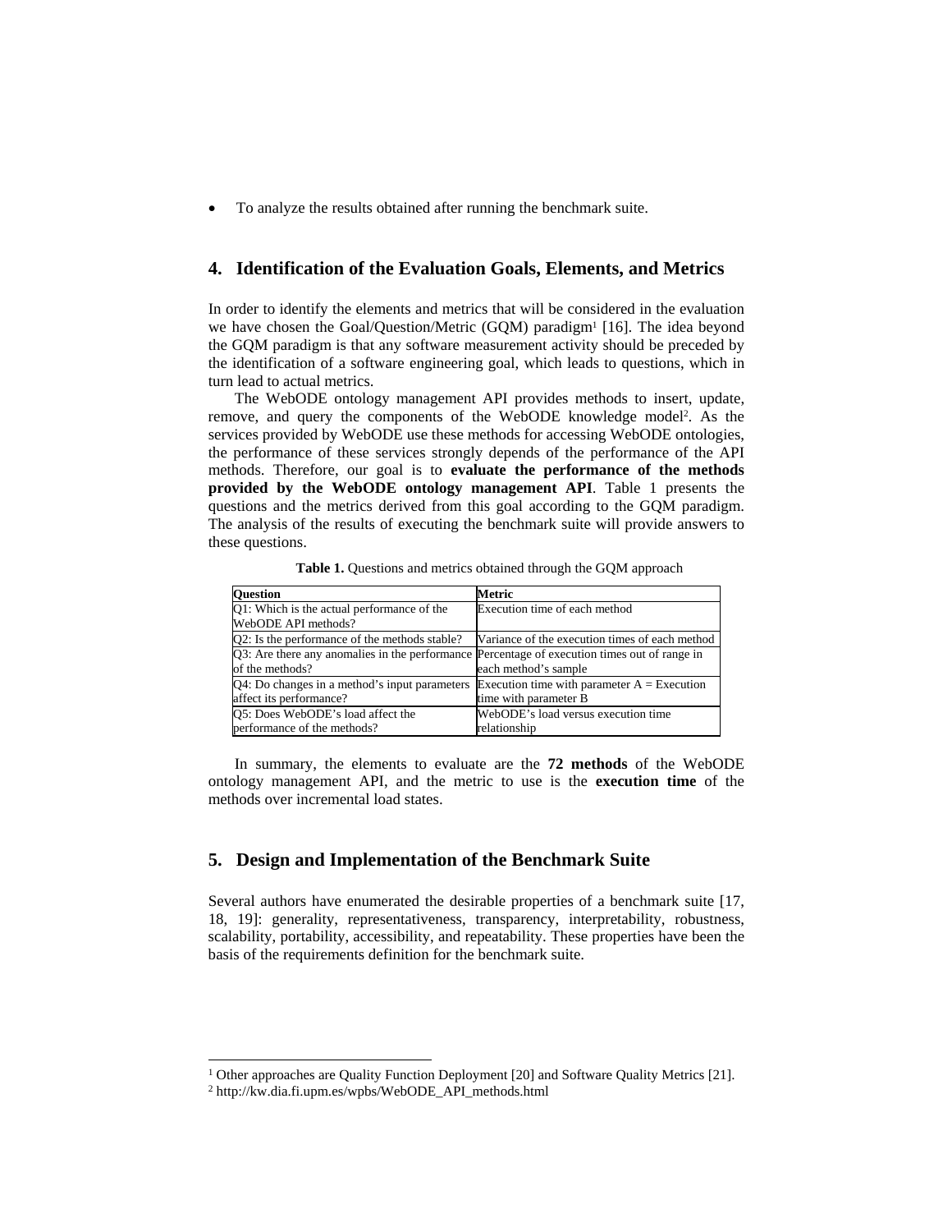- To analyze the results obtained after running the benchmark suite.

## 4. Identification of the Evaluation Goals, Elements, and Metrics

In order to identify the elements and metrics that will be considered in the evaluation we have chosen the Goal/Question/Metric (GQM) paradigm[1] [16]. The idea beyond the GQM paradigm is that any software measurement activity should be preceded by the identification of a software engineering goal, which leads to questions, which in turn lead to actual metrics.

The WebODE ontology management API provides methods to insert, update, remove, and query the components of the WebODE knowledge model[2]. As the services provided by WebODE use these methods for accessing WebODE ontologies, the performance of these services strongly depends of the performance of the API methods. Therefore, our goal is to **evaluate the performance of the methods provided by the WebODE ontology management API**. Table 1 presents the questions and the metrics derived from this goal according to the GQM paradigm. The analysis of the results of executing the benchmark suite will provide answers to these questions.

**Table 1.** Questions and metrics obtained through the GQM approach

| Question | Metric |
| --- | --- |
| Q1: Which is the actual performance of the WebODE API methods? | Execution time of each method |
| Q2: Is the performance of the methods stable? | Variance of the execution times of each method |
| Q3: Are there any anomalies in the performance of the methods? | Percentage of execution times out of range in each method's sample |
| Q4: Do changes in a method's input parameters affect its performance? | Execution time with parameter A = Execution time with parameter B |
| Q5: Does WebODE's load affect the performance of the methods? | WebODE's load versus execution time relationship |

In summary, the elements to evaluate are the **72 methods** of the WebODE ontology management API, and the metric to use is the **execution time** of the methods over incremental load states.

## 5. Design and Implementation of the Benchmark Suite

Several authors have enumerated the desirable properties of a benchmark suite [17, 18, 19]: generality, representativeness, transparency, interpretability, robustness, scalability, portability, accessibility, and repeatability. These properties have been the basis of the requirements definition for the benchmark suite.

---

[1] Other approaches are Quality Function Deployment [20] and Software Quality Metrics [21].

[2] http://kw.dia.fi.upm.es/wpbs/WebODE_API_methods.html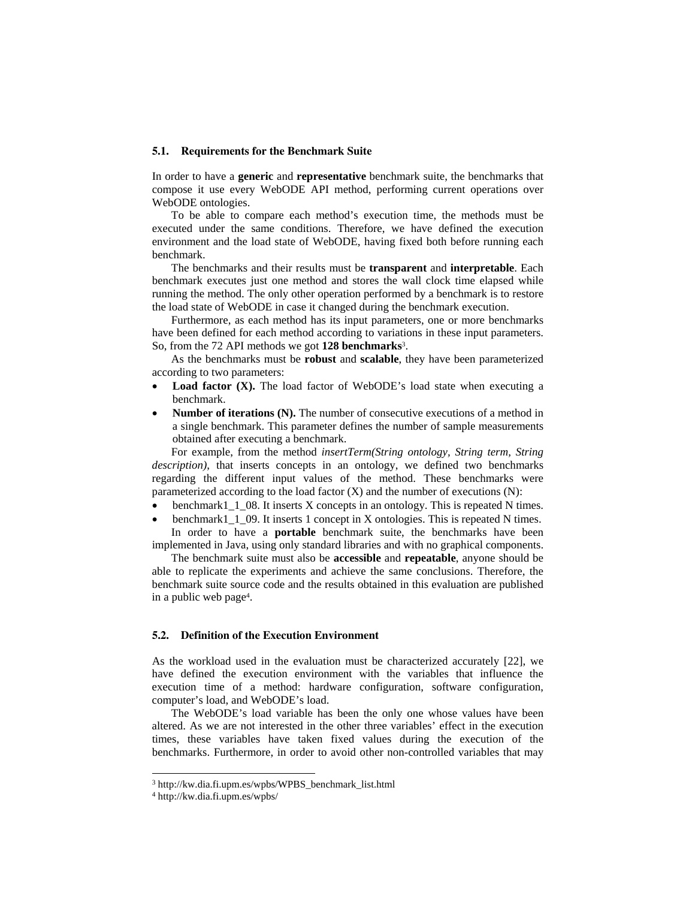### 5.1. Requirements for the Benchmark Suite

In order to have a **generic** and **representative** benchmark suite, the benchmarks that compose it use every WebODE API method, performing current operations over WebODE ontologies.

To be able to compare each method's execution time, the methods must be executed under the same conditions. Therefore, we have defined the execution environment and the load state of WebODE, having fixed both before running each benchmark.

The benchmarks and their results must be **transparent** and **interpretable**. Each benchmark executes just one method and stores the wall clock time elapsed while running the method. The only other operation performed by a benchmark is to restore the load state of WebODE in case it changed during the benchmark execution.

Furthermore, as each method has its input parameters, one or more benchmarks have been defined for each method according to variations in these input parameters. So, from the 72 API methods we got **128 benchmarks**[3].

As the benchmarks must be **robust** and **scalable**, they have been parameterized according to two parameters:

- **Load factor (X).** The load factor of WebODE's load state when executing a benchmark.
- **Number of iterations (N).** The number of consecutive executions of a method in a single benchmark. This parameter defines the number of sample measurements obtained after executing a benchmark.

For example, from the method *insertTerm(String ontology, String term, String description)*, that inserts concepts in an ontology, we defined two benchmarks regarding the different input values of the method. These benchmarks were parameterized according to the load factor (X) and the number of executions (N):

- benchmark1_1_08. It inserts X concepts in an ontology. This is repeated N times.
- benchmark1_1_09. It inserts 1 concept in X ontologies. This is repeated N times.

In order to have a **portable** benchmark suite, the benchmarks have been implemented in Java, using only standard libraries and with no graphical components.

The benchmark suite must also be **accessible** and **repeatable**, anyone should be able to replicate the experiments and achieve the same conclusions. Therefore, the benchmark suite source code and the results obtained in this evaluation are published in a public web page[4].

### 5.2. Definition of the Execution Environment

As the workload used in the evaluation must be characterized accurately [22], we have defined the execution environment with the variables that influence the execution time of a method: hardware configuration, software configuration, computer's load, and WebODE's load.

The WebODE's load variable has been the only one whose values have been altered. As we are not interested in the other three variables' effect in the execution times, these variables have taken fixed values during the execution of the benchmarks. Furthermore, in order to avoid other non-controlled variables that may

---

[3] http://kw.dia.fi.upm.es/wpbs/WPBS_benchmark_list.html

[4] http://kw.dia.fi.upm.es/wpbs/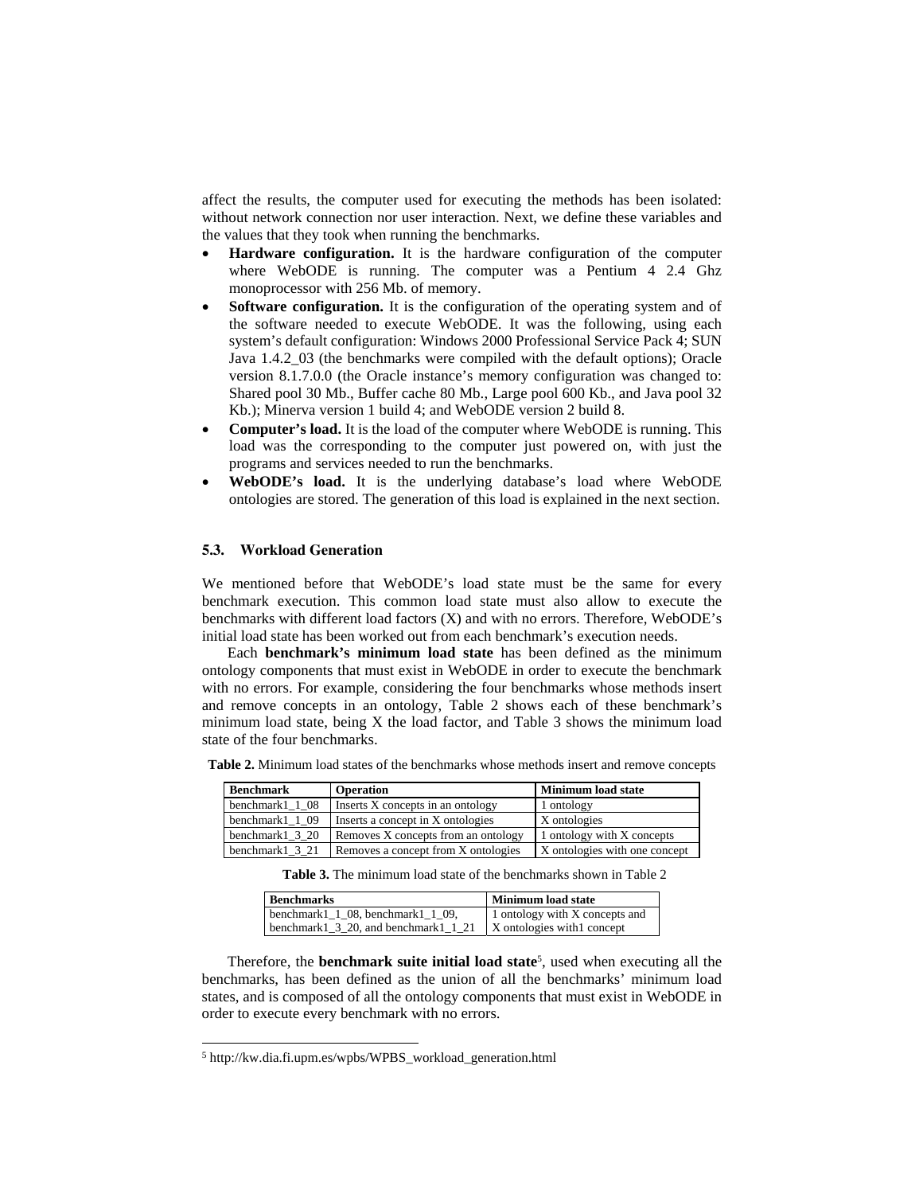affect the results, the computer used for executing the methods has been isolated: without network connection nor user interaction. Next, we define these variables and the values that they took when running the benchmarks.

- **Hardware configuration.** It is the hardware configuration of the computer where WebODE is running. The computer was a Pentium 4 2.4 Ghz monoprocessor with 256 Mb. of memory.
- **Software configuration.** It is the configuration of the operating system and of the software needed to execute WebODE. It was the following, using each system's default configuration: Windows 2000 Professional Service Pack 4; SUN Java 1.4.2_03 (the benchmarks were compiled with the default options); Oracle version 8.1.7.0.0 (the Oracle instance's memory configuration was changed to: Shared pool 30 Mb., Buffer cache 80 Mb., Large pool 600 Kb., and Java pool 32 Kb.); Minerva version 1 build 4; and WebODE version 2 build 8.
- **Computer's load.** It is the load of the computer where WebODE is running. This load was the corresponding to the computer just powered on, with just the programs and services needed to run the benchmarks.
- **WebODE's load.** It is the underlying database's load where WebODE ontologies are stored. The generation of this load is explained in the next section.

### 5.3. Workload Generation

We mentioned before that WebODE's load state must be the same for every benchmark execution. This common load state must also allow to execute the benchmarks with different load factors (X) and with no errors. Therefore, WebODE's initial load state has been worked out from each benchmark's execution needs.

Each **benchmark's minimum load state** has been defined as the minimum ontology components that must exist in WebODE in order to execute the benchmark with no errors. For example, considering the four benchmarks whose methods insert and remove concepts in an ontology, Table 2 shows each of these benchmark's minimum load state, being X the load factor, and Table 3 shows the minimum load state of the four benchmarks.

**Table 2.** Minimum load states of the benchmarks whose methods insert and remove concepts

| Benchmark | Operation | Minimum load state |
|---|---|---|
| benchmark1_1_08 | Inserts X concepts in an ontology | 1 ontology |
| benchmark1_1_09 | Inserts a concept in X ontologies | X ontologies |
| benchmark1_3_20 | Removes X concepts from an ontology | 1 ontology with X concepts |
| benchmark1_3_21 | Removes a concept from X ontologies | X ontologies with one concept |

**Table 3.** The minimum load state of the benchmarks shown in Table 2

| Benchmarks | Minimum load state |
|---|---|
| benchmark1_1_08, benchmark1_1_09, benchmark1_3_20, and benchmark1_1_21 | 1 ontology with X concepts and X ontologies with1 concept |

Therefore, the **benchmark suite initial load state**[5], used when executing all the benchmarks, has been defined as the union of all the benchmarks' minimum load states, and is composed of all the ontology components that must exist in WebODE in order to execute every benchmark with no errors.

[5] http://kw.dia.fi.upm.es/wpbs/WPBS_workload_generation.html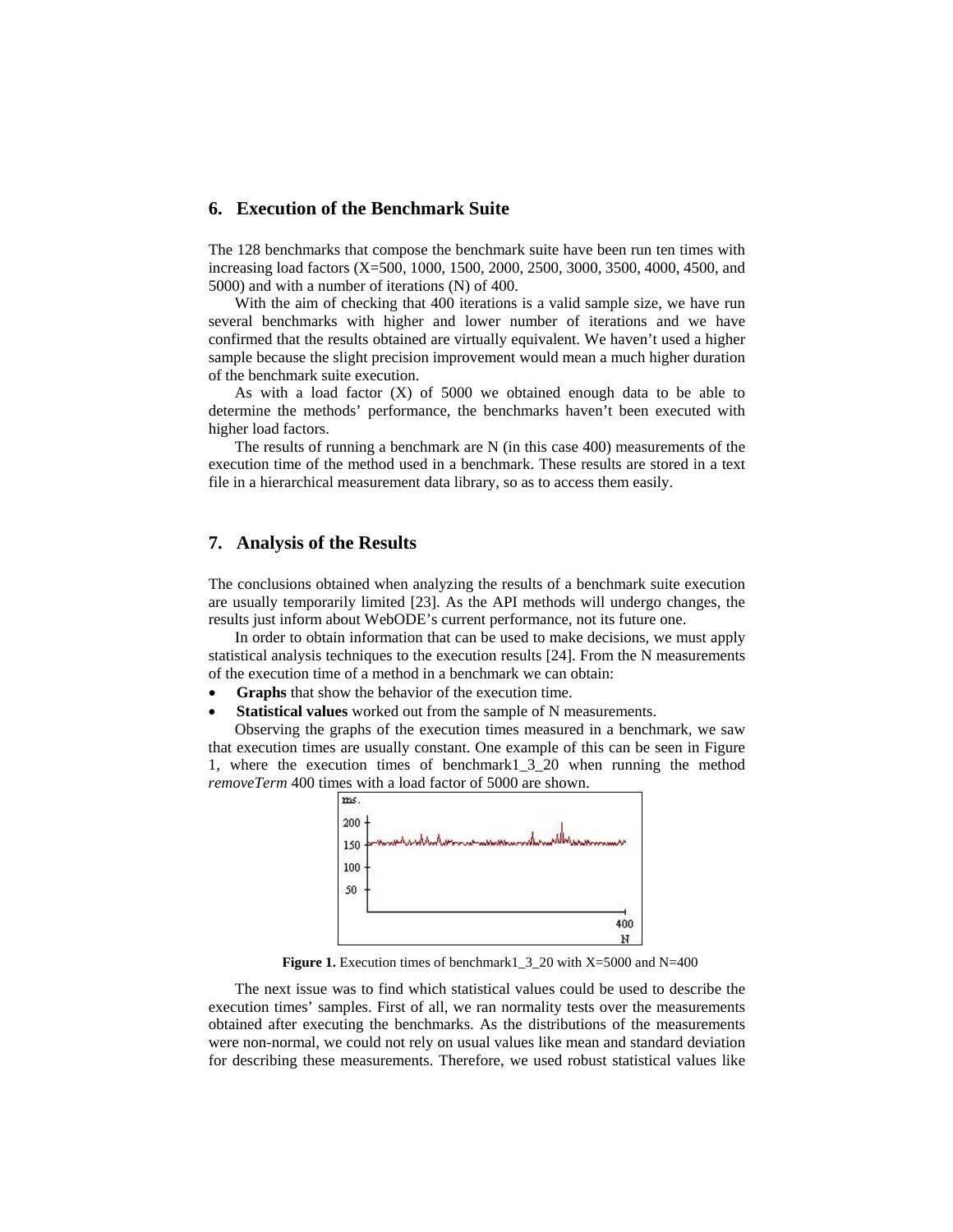## 6. Execution of the Benchmark Suite

The 128 benchmarks that compose the benchmark suite have been run ten times with increasing load factors (X=500, 1000, 1500, 2000, 2500, 3000, 3500, 4000, 4500, and 5000) and with a number of iterations (N) of 400.

With the aim of checking that 400 iterations is a valid sample size, we have run several benchmarks with higher and lower number of iterations and we have confirmed that the results obtained are virtually equivalent. We haven't used a higher sample because the slight precision improvement would mean a much higher duration of the benchmark suite execution.

As with a load factor (X) of 5000 we obtained enough data to be able to determine the methods' performance, the benchmarks haven't been executed with higher load factors.

The results of running a benchmark are N (in this case 400) measurements of the execution time of the method used in a benchmark. These results are stored in a text file in a hierarchical measurement data library, so as to access them easily.

## 7. Analysis of the Results

The conclusions obtained when analyzing the results of a benchmark suite execution are usually temporarily limited [23]. As the API methods will undergo changes, the results just inform about WebODE's current performance, not its future one.

In order to obtain information that can be used to make decisions, we must apply statistical analysis techniques to the execution results [24]. From the N measurements of the execution time of a method in a benchmark we can obtain:

- **Graphs** that show the behavior of the execution time.
- **Statistical values** worked out from the sample of N measurements.

Observing the graphs of the execution times measured in a benchmark, we saw that execution times are usually constant. One example of this can be seen in Figure 1, where the execution times of benchmark1_3_20 when running the method *removeTerm* 400 times with a load factor of 5000 are shown.

**Figure 1.** Execution times of benchmark1_3_20 with X=5000 and N=400

The next issue was to find which statistical values could be used to describe the execution times' samples. First of all, we ran normality tests over the measurements obtained after executing the benchmarks. As the distributions of the measurements were non-normal, we could not rely on usual values like mean and standard deviation for describing these measurements. Therefore, we used robust statistical values like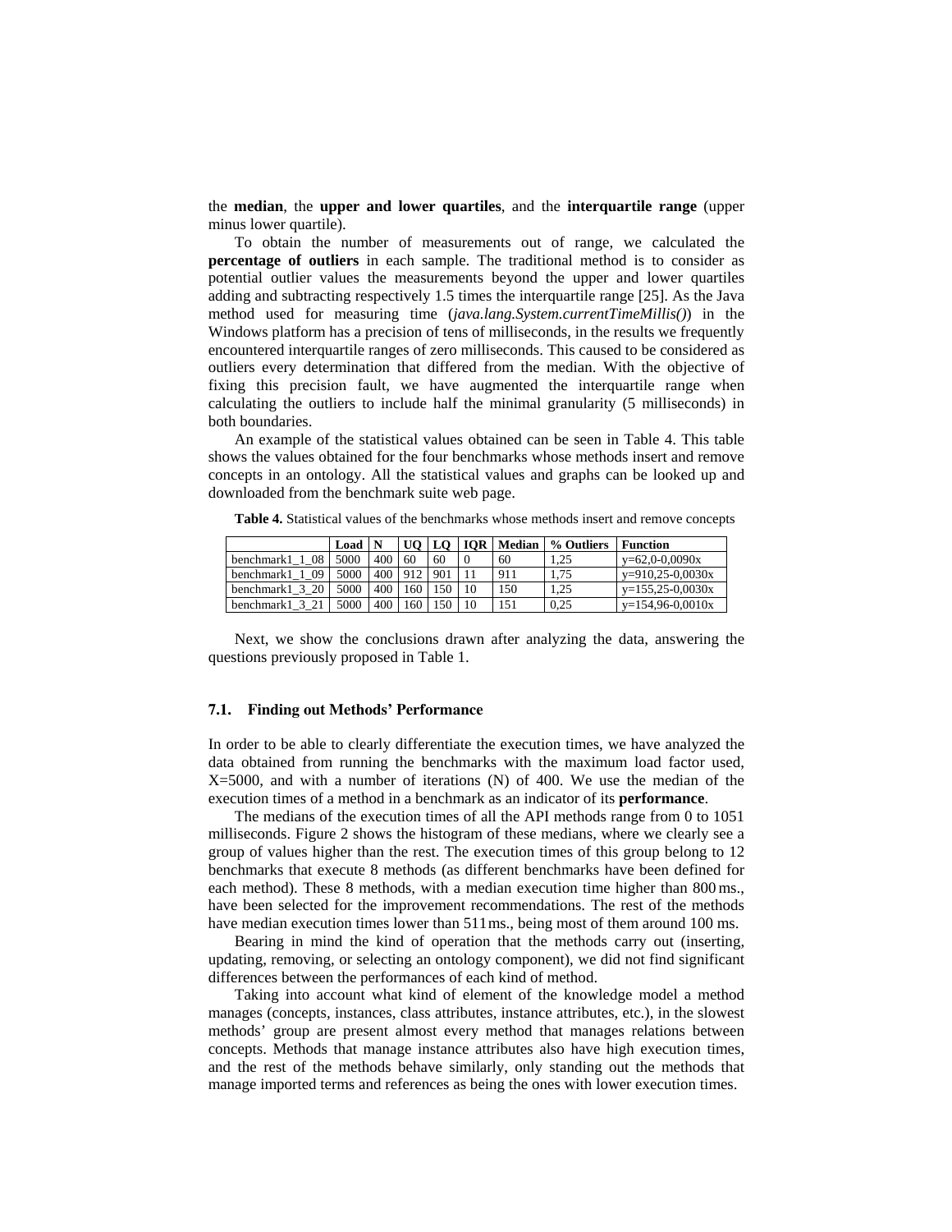the **median**, the **upper and lower quartiles**, and the **interquartile range** (upper minus lower quartile).

To obtain the number of measurements out of range, we calculated the **percentage of outliers** in each sample. The traditional method is to consider as potential outlier values the measurements beyond the upper and lower quartiles adding and subtracting respectively 1.5 times the interquartile range [25]. As the Java method used for measuring time (*java.lang.System.currentTimeMillis()*) in the Windows platform has a precision of tens of milliseconds, in the results we frequently encountered interquartile ranges of zero milliseconds. This caused to be considered as outliers every determination that differed from the median. With the objective of fixing this precision fault, we have augmented the interquartile range when calculating the outliers to include half the minimal granularity (5 milliseconds) in both boundaries.

An example of the statistical values obtained can be seen in Table 4. This table shows the values obtained for the four benchmarks whose methods insert and remove concepts in an ontology. All the statistical values and graphs can be looked up and downloaded from the benchmark suite web page.

**Table 4.** Statistical values of the benchmarks whose methods insert and remove concepts

| | Load | N | UQ | LQ | IQR | Median | % Outliers | Function |
|---|---|---|---|---|---|---|---|---|
| benchmark1_1_08 | 5000 | 400 | 60 | 60 | 0 | 60 | 1,25 | y=62,0-0,0090x |
| benchmark1_1_09 | 5000 | 400 | 912 | 901 | 11 | 911 | 1,75 | y=910,25-0,0030x |
| benchmark1_3_20 | 5000 | 400 | 160 | 150 | 10 | 150 | 1,25 | y=155,25-0,0030x |
| benchmark1_3_21 | 5000 | 400 | 160 | 150 | 10 | 151 | 0,25 | y=154,96-0,0010x |

Next, we show the conclusions drawn after analyzing the data, answering the questions previously proposed in Table 1.

### 7.1. Finding out Methods' Performance

In order to be able to clearly differentiate the execution times, we have analyzed the data obtained from running the benchmarks with the maximum load factor used, X=5000, and with a number of iterations (N) of 400. We use the median of the execution times of a method in a benchmark as an indicator of its **performance**.

The medians of the execution times of all the API methods range from 0 to 1051 milliseconds. Figure 2 shows the histogram of these medians, where we clearly see a group of values higher than the rest. The execution times of this group belong to 12 benchmarks that execute 8 methods (as different benchmarks have been defined for each method). These 8 methods, with a median execution time higher than 800 ms., have been selected for the improvement recommendations. The rest of the methods have median execution times lower than 511ms., being most of them around 100 ms.

Bearing in mind the kind of operation that the methods carry out (inserting, updating, removing, or selecting an ontology component), we did not find significant differences between the performances of each kind of method.

Taking into account what kind of element of the knowledge model a method manages (concepts, instances, class attributes, instance attributes, etc.), in the slowest methods' group are present almost every method that manages relations between concepts. Methods that manage instance attributes also have high execution times, and the rest of the methods behave similarly, only standing out the methods that manage imported terms and references as being the ones with lower execution times.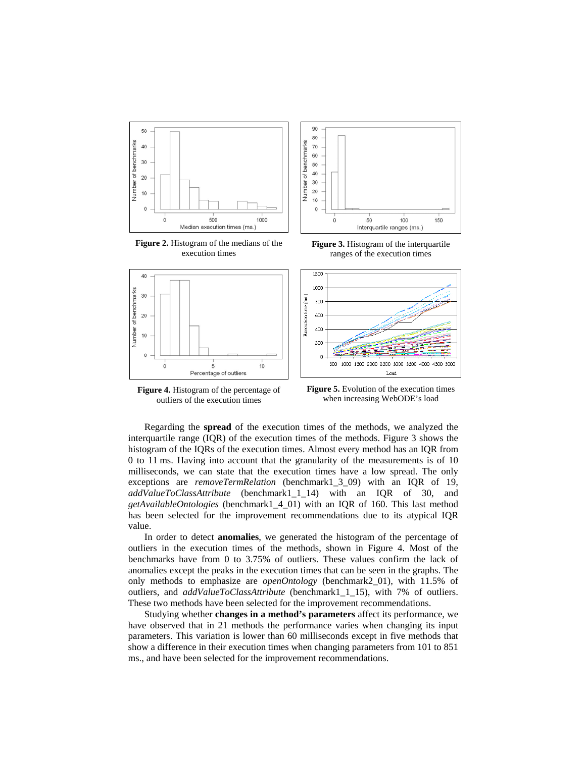**Figure 2.** Histogram of the medians of the execution times

**Figure 3.** Histogram of the interquartile ranges of the execution times

**Figure 4.** Histogram of the percentage of outliers of the execution times

**Figure 5.** Evolution of the execution times when increasing WebODE's load

Regarding the **spread** of the execution times of the methods, we analyzed the interquartile range (IQR) of the execution times of the methods. Figure 3 shows the histogram of the IQRs of the execution times. Almost every method has an IQR from 0 to 11 ms. Having into account that the granularity of the measurements is of 10 milliseconds, we can state that the execution times have a low spread. The only exceptions are *removeTermRelation* (benchmark1_3_09) with an IQR of 19, *addValueToClassAttribute* (benchmark1_1_14) with an IQR of 30, and *getAvailableOntologies* (benchmark1_4_01) with an IQR of 160. This last method has been selected for the improvement recommendations due to its atypical IQR value.

In order to detect **anomalies**, we generated the histogram of the percentage of outliers in the execution times of the methods, shown in Figure 4. Most of the benchmarks have from 0 to 3.75% of outliers. These values confirm the lack of anomalies except the peaks in the execution times that can be seen in the graphs. The only methods to emphasize are *openOntology* (benchmark2_01), with 11.5% of outliers, and *addValueToClassAttribute* (benchmark1_1_15), with 7% of outliers. These two methods have been selected for the improvement recommendations.

Studying whether **changes in a method's parameters** affect its performance, we have observed that in 21 methods the performance varies when changing its input parameters. This variation is lower than 60 milliseconds except in five methods that show a difference in their execution times when changing parameters from 101 to 851 ms., and have been selected for the improvement recommendations.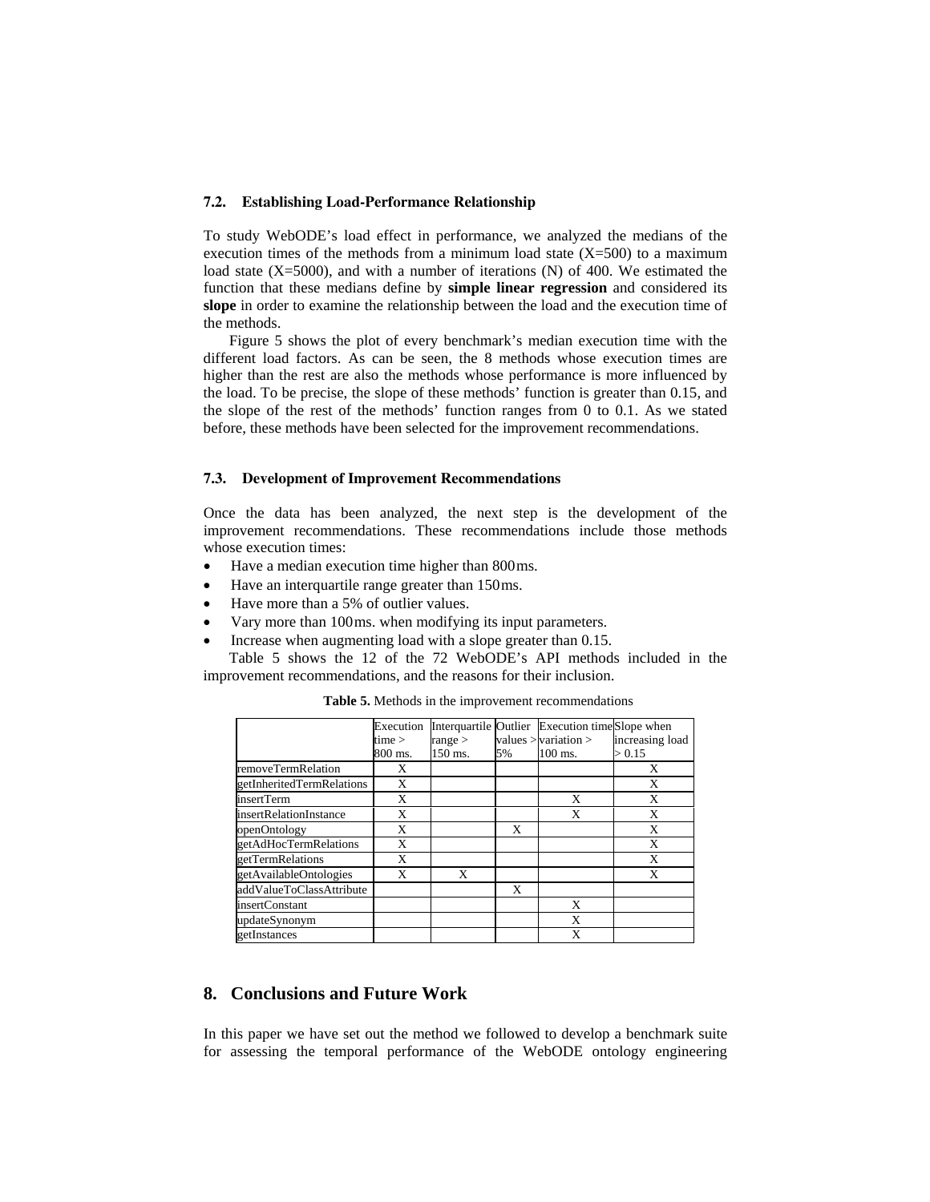### 7.2. Establishing Load-Performance Relationship

To study WebODE's load effect in performance, we analyzed the medians of the execution times of the methods from a minimum load state (X=500) to a maximum load state (X=5000), and with a number of iterations (N) of 400. We estimated the function that these medians define by **simple linear regression** and considered its **slope** in order to examine the relationship between the load and the execution time of the methods.

Figure 5 shows the plot of every benchmark's median execution time with the different load factors. As can be seen, the 8 methods whose execution times are higher than the rest are also the methods whose performance is more influenced by the load. To be precise, the slope of these methods' function is greater than 0.15, and the slope of the rest of the methods' function ranges from 0 to 0.1. As we stated before, these methods have been selected for the improvement recommendations.

### 7.3. Development of Improvement Recommendations

Once the data has been analyzed, the next step is the development of the improvement recommendations. These recommendations include those methods whose execution times:

- Have a median execution time higher than 800ms.
- Have an interquartile range greater than 150ms.
- Have more than a 5% of outlier values.
- Vary more than 100ms. when modifying its input parameters.
- Increase when augmenting load with a slope greater than 0.15.

Table 5 shows the 12 of the 72 WebODE's API methods included in the improvement recommendations, and the reasons for their inclusion.

**Table 5.** Methods in the improvement recommendations

| | Execution time > 800 ms. | Interquartile range > 150 ms. | Outlier values > 5% | Execution time variation > 100 ms. | Slope when increasing load > 0.15 |
|---|---|---|---|---|---|
| removeTermRelation | X | | | | X |
| getInheritedTermRelations | X | | | | X |
| insertTerm | X | | | X | X |
| insertRelationInstance | X | | | X | X |
| openOntology | X | | X | | X |
| getAdHocTermRelations | X | | | | X |
| getTermRelations | X | | | | X |
| getAvailableOntologies | X | X | | | X |
| addValueToClassAttribute | | | X | | |
| insertConstant | | | | X | |
| updateSynonym | | | | X | |
| getInstances | | | | X | |

## 8. Conclusions and Future Work

In this paper we have set out the method we followed to develop a benchmark suite for assessing the temporal performance of the WebODE ontology engineering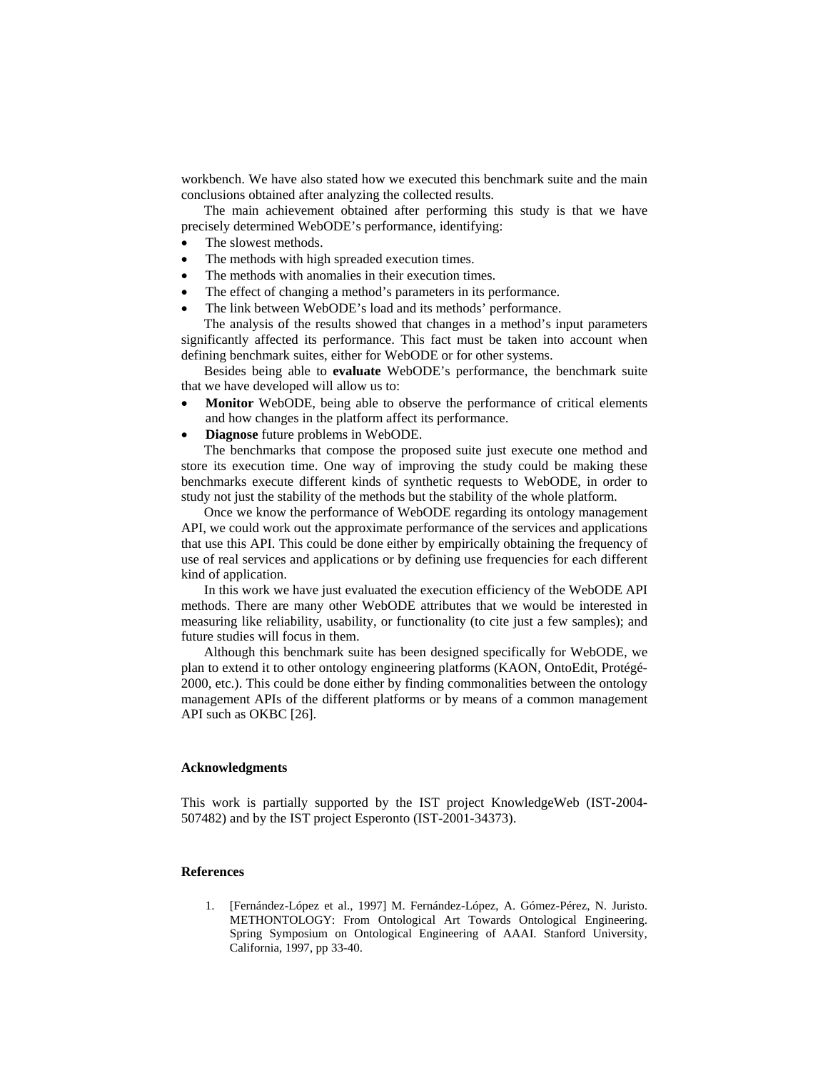workbench. We have also stated how we executed this benchmark suite and the main conclusions obtained after analyzing the collected results.

The main achievement obtained after performing this study is that we have precisely determined WebODE's performance, identifying:

- The slowest methods.
- The methods with high spreaded execution times.
- The methods with anomalies in their execution times.
- The effect of changing a method's parameters in its performance.
- The link between WebODE's load and its methods' performance.

The analysis of the results showed that changes in a method's input parameters significantly affected its performance. This fact must be taken into account when defining benchmark suites, either for WebODE or for other systems.

Besides being able to **evaluate** WebODE's performance, the benchmark suite that we have developed will allow us to:

- **Monitor** WebODE, being able to observe the performance of critical elements and how changes in the platform affect its performance.
- **Diagnose** future problems in WebODE.

The benchmarks that compose the proposed suite just execute one method and store its execution time. One way of improving the study could be making these benchmarks execute different kinds of synthetic requests to WebODE, in order to study not just the stability of the methods but the stability of the whole platform.

Once we know the performance of WebODE regarding its ontology management API, we could work out the approximate performance of the services and applications that use this API. This could be done either by empirically obtaining the frequency of use of real services and applications or by defining use frequencies for each different kind of application.

In this work we have just evaluated the execution efficiency of the WebODE API methods. There are many other WebODE attributes that we would be interested in measuring like reliability, usability, or functionality (to cite just a few samples); and future studies will focus in them.

Although this benchmark suite has been designed specifically for WebODE, we plan to extend it to other ontology engineering platforms (KAON, OntoEdit, Protégé-2000, etc.). This could be done either by finding commonalities between the ontology management APIs of the different platforms or by means of a common management API such as OKBC [26].

### Acknowledgments

This work is partially supported by the IST project KnowledgeWeb (IST-2004-507482) and by the IST project Esperonto (IST-2001-34373).

### References

1. [Fernández-López et al., 1997] M. Fernández-López, A. Gómez-Pérez, N. Juristo. METHONTOLOGY: From Ontological Art Towards Ontological Engineering. Spring Symposium on Ontological Engineering of AAAI. Stanford University, California, 1997, pp 33-40.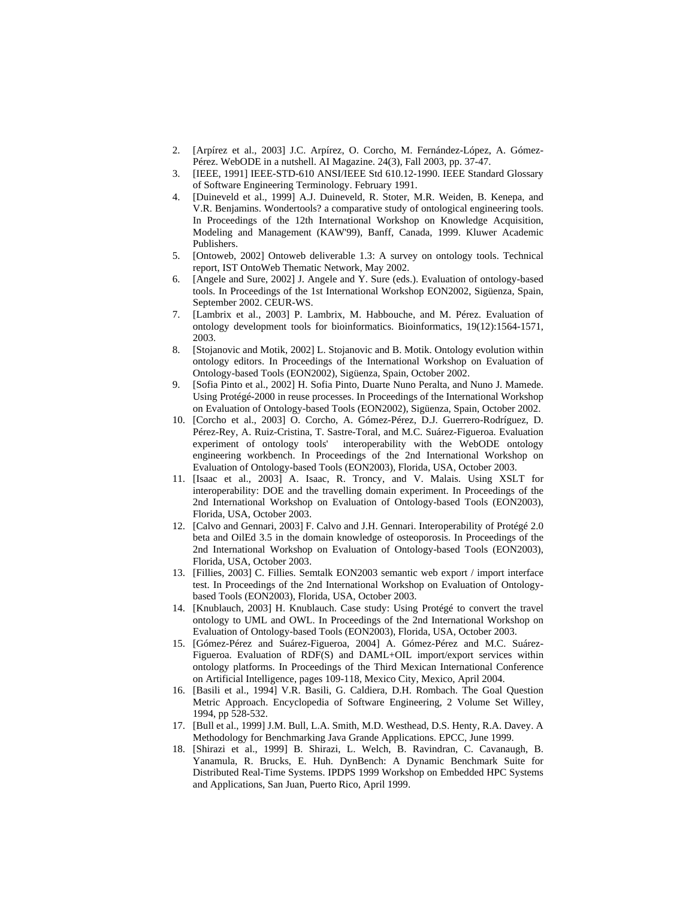2. [Arpírez et al., 2003] J.C. Arpírez, O. Corcho, M. Fernández-López, A. Gómez-Pérez. WebODE in a nutshell. AI Magazine. 24(3), Fall 2003, pp. 37-47.
3. [IEEE, 1991] IEEE-STD-610 ANSI/IEEE Std 610.12-1990. IEEE Standard Glossary of Software Engineering Terminology. February 1991.
4. [Duineveld et al., 1999] A.J. Duineveld, R. Stoter, M.R. Weiden, B. Kenepa, and V.R. Benjamins. Wondertools? a comparative study of ontological engineering tools. In Proceedings of the 12th International Workshop on Knowledge Acquisition, Modeling and Management (KAW'99), Banff, Canada, 1999. Kluwer Academic Publishers.
5. [Ontoweb, 2002] Ontoweb deliverable 1.3: A survey on ontology tools. Technical report, IST OntoWeb Thematic Network, May 2002.
6. [Angele and Sure, 2002] J. Angele and Y. Sure (eds.). Evaluation of ontology-based tools. In Proceedings of the 1st International Workshop EON2002, Sigüenza, Spain, September 2002. CEUR-WS.
7. [Lambrix et al., 2003] P. Lambrix, M. Habbouche, and M. Pérez. Evaluation of ontology development tools for bioinformatics. Bioinformatics, 19(12):1564-1571, 2003.
8. [Stojanovic and Motik, 2002] L. Stojanovic and B. Motik. Ontology evolution within ontology editors. In Proceedings of the International Workshop on Evaluation of Ontology-based Tools (EON2002), Sigüenza, Spain, October 2002.
9. [Sofia Pinto et al., 2002] H. Sofia Pinto, Duarte Nuno Peralta, and Nuno J. Mamede. Using Protégé-2000 in reuse processes. In Proceedings of the International Workshop on Evaluation of Ontology-based Tools (EON2002), Sigüenza, Spain, October 2002.
10. [Corcho et al., 2003] O. Corcho, A. Gómez-Pérez, D.J. Guerrero-Rodríguez, D. Pérez-Rey, A. Ruiz-Cristina, T. Sastre-Toral, and M.C. Suárez-Figueroa. Evaluation experiment of ontology tools' interoperability with the WebODE ontology engineering workbench. In Proceedings of the 2nd International Workshop on Evaluation of Ontology-based Tools (EON2003), Florida, USA, October 2003.
11. [Isaac et al., 2003] A. Isaac, R. Troncy, and V. Malais. Using XSLT for interoperability: DOE and the travelling domain experiment. In Proceedings of the 2nd International Workshop on Evaluation of Ontology-based Tools (EON2003), Florida, USA, October 2003.
12. [Calvo and Gennari, 2003] F. Calvo and J.H. Gennari. Interoperability of Protégé 2.0 beta and OilEd 3.5 in the domain knowledge of osteoporosis. In Proceedings of the 2nd International Workshop on Evaluation of Ontology-based Tools (EON2003), Florida, USA, October 2003.
13. [Fillies, 2003] C. Fillies. Semtalk EON2003 semantic web export / import interface test. In Proceedings of the 2nd International Workshop on Evaluation of Ontology-based Tools (EON2003), Florida, USA, October 2003.
14. [Knublauch, 2003] H. Knublauch. Case study: Using Protégé to convert the travel ontology to UML and OWL. In Proceedings of the 2nd International Workshop on Evaluation of Ontology-based Tools (EON2003), Florida, USA, October 2003.
15. [Gómez-Pérez and Suárez-Figueroa, 2004] A. Gómez-Pérez and M.C. Suárez-Figueroa. Evaluation of RDF(S) and DAML+OIL import/export services within ontology platforms. In Proceedings of the Third Mexican International Conference on Artificial Intelligence, pages 109-118, Mexico City, Mexico, April 2004.
16. [Basili et al., 1994] V.R. Basili, G. Caldiera, D.H. Rombach. The Goal Question Metric Approach. Encyclopedia of Software Engineering, 2 Volume Set Willey, 1994, pp 528-532.
17. [Bull et al., 1999] J.M. Bull, L.A. Smith, M.D. Westhead, D.S. Henty, R.A. Davey. A Methodology for Benchmarking Java Grande Applications. EPCC, June 1999.
18. [Shirazi et al., 1999] B. Shirazi, L. Welch, B. Ravindran, C. Cavanaugh, B. Yanamula, R. Brucks, E. Huh. DynBench: A Dynamic Benchmark Suite for Distributed Real-Time Systems. IPDPS 1999 Workshop on Embedded HPC Systems and Applications, San Juan, Puerto Rico, April 1999.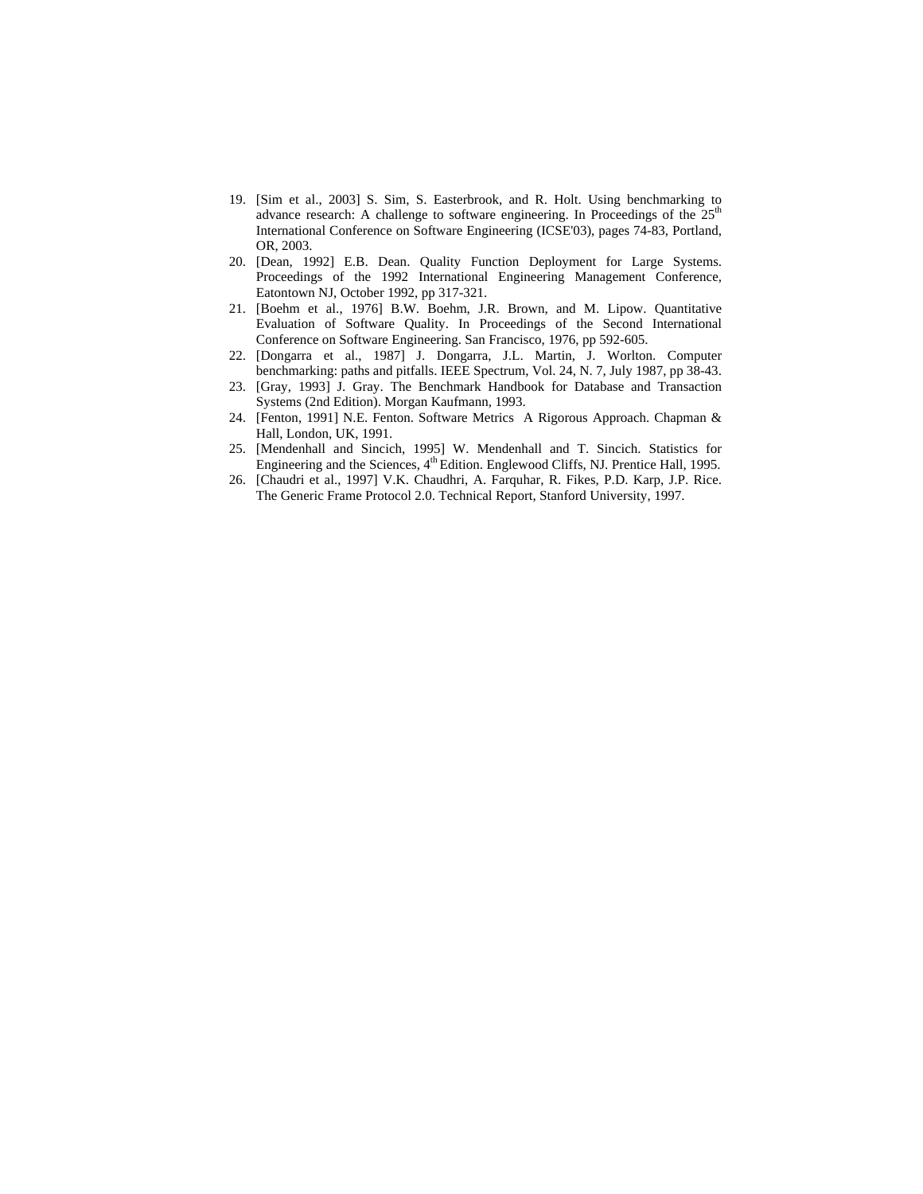19. [Sim et al., 2003] S. Sim, S. Easterbrook, and R. Holt. Using benchmarking to advance research: A challenge to software engineering. In Proceedings of the 25th International Conference on Software Engineering (ICSE'03), pages 74-83, Portland, OR, 2003.
20. [Dean, 1992] E.B. Dean. Quality Function Deployment for Large Systems. Proceedings of the 1992 International Engineering Management Conference, Eatontown NJ, October 1992, pp 317-321.
21. [Boehm et al., 1976] B.W. Boehm, J.R. Brown, and M. Lipow. Quantitative Evaluation of Software Quality. In Proceedings of the Second International Conference on Software Engineering. San Francisco, 1976, pp 592-605.
22. [Dongarra et al., 1987] J. Dongarra, J.L. Martin, J. Worlton. Computer benchmarking: paths and pitfalls. IEEE Spectrum, Vol. 24, N. 7, July 1987, pp 38-43.
23. [Gray, 1993] J. Gray. The Benchmark Handbook for Database and Transaction Systems (2nd Edition). Morgan Kaufmann, 1993.
24. [Fenton, 1991] N.E. Fenton. Software Metrics A Rigorous Approach. Chapman & Hall, London, UK, 1991.
25. [Mendenhall and Sincich, 1995] W. Mendenhall and T. Sincich. Statistics for Engineering and the Sciences, 4th Edition. Englewood Cliffs, NJ. Prentice Hall, 1995.
26. [Chaudri et al., 1997] V.K. Chaudhri, A. Farquhar, R. Fikes, P.D. Karp, J.P. Rice. The Generic Frame Protocol 2.0. Technical Report, Stanford University, 1997.